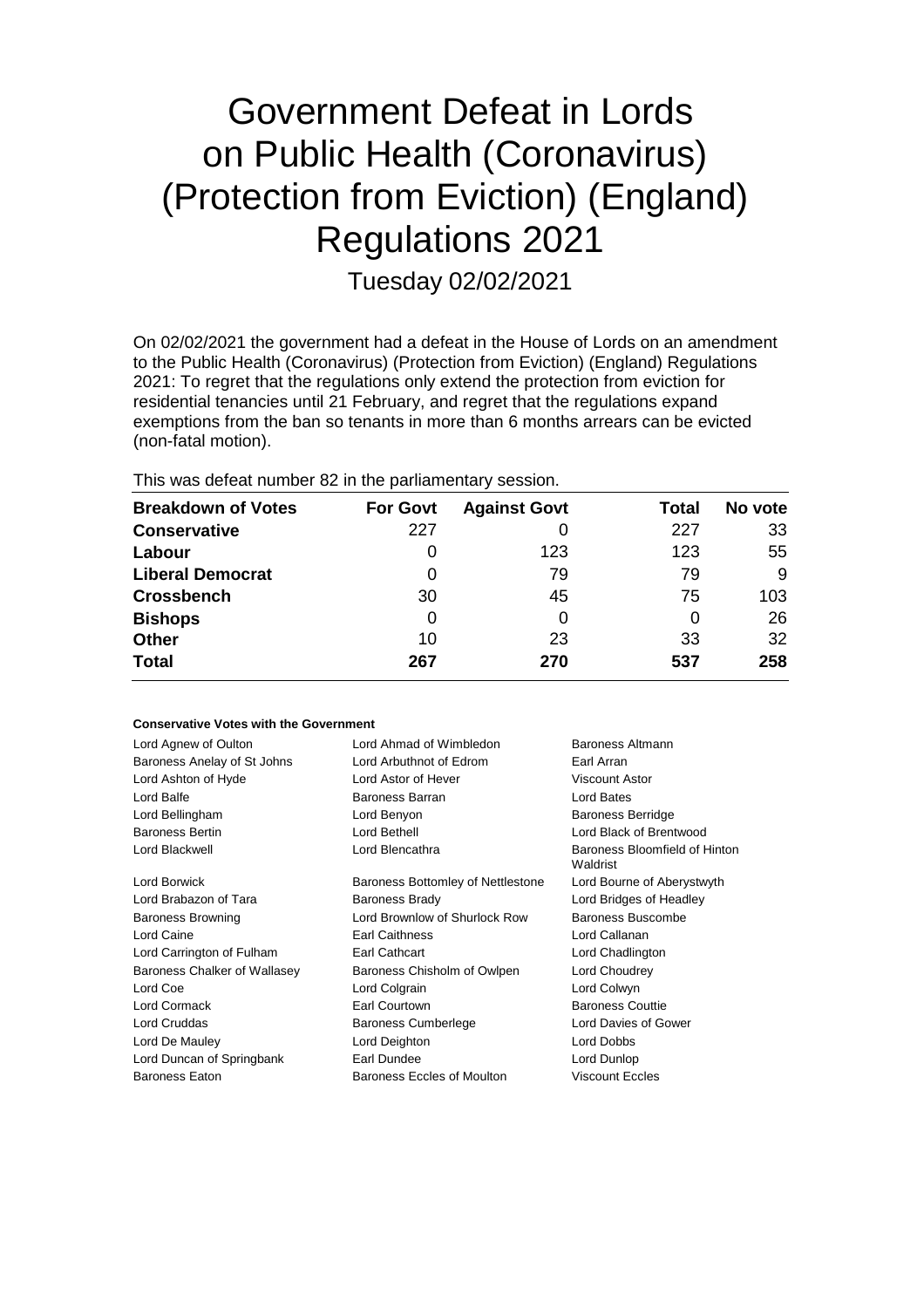# Government Defeat in Lords on Public Health (Coronavirus) (Protection from Eviction) (England) Regulations 2021

Tuesday 02/02/2021

On 02/02/2021 the government had a defeat in the House of Lords on an amendment to the Public Health (Coronavirus) (Protection from Eviction) (England) Regulations 2021: To regret that the regulations only extend the protection from eviction for residential tenancies until 21 February, and regret that the regulations expand exemptions from the ban so tenants in more than 6 months arrears can be evicted (non-fatal motion).

This was defeat number 82 in the parliamentary session.

| Breakdown of Votes | For Govt | Against Govt | Total | No vote |
|---|---|---|---|---|
| **Conservative** | 227 | 0 | 227 | 33 |
| **Labour** | 0 | 123 | 123 | 55 |
| **Liberal Democrat** | 0 | 79 | 79 | 9 |
| **Crossbench** | 30 | 45 | 75 | 103 |
| **Bishops** | 0 | 0 | 0 | 26 |
| **Other** | 10 | 23 | 33 | 32 |
| **Total** | 267 | 270 | 537 | 258 |

**Conservative Votes with the Government**

| | | |
|---|---|---|
| Lord Agnew of Oulton | Lord Ahmad of Wimbledon | Baroness Altmann |
| Baroness Anelay of St Johns | Lord Arbuthnot of Edrom | Earl Arran |
| Lord Ashton of Hyde | Lord Astor of Hever | Viscount Astor |
| Lord Balfe | Baroness Barran | Lord Bates |
| Lord Bellingham | Lord Benyon | Baroness Berridge |
| Baroness Bertin | Lord Bethell | Lord Black of Brentwood |
| Lord Blackwell | Lord Blencathra | Baroness Bloomfield of Hinton Waldrist |
| Lord Borwick | Baroness Bottomley of Nettlestone | Lord Bourne of Aberystwyth |
| Lord Brabazon of Tara | Baroness Brady | Lord Bridges of Headley |
| Baroness Browning | Lord Brownlow of Shurlock Row | Baroness Buscombe |
| Lord Caine | Earl Caithness | Lord Callanan |
| Lord Carrington of Fulham | Earl Cathcart | Lord Chadlington |
| Baroness Chalker of Wallasey | Baroness Chisholm of Owlpen | Lord Choudrey |
| Lord Coe | Lord Colgrain | Lord Colwyn |
| Lord Cormack | Earl Courtown | Baroness Couttie |
| Lord Cruddas | Baroness Cumberlege | Lord Davies of Gower |
| Lord De Mauley | Lord Deighton | Lord Dobbs |
| Lord Duncan of Springbank | Earl Dundee | Lord Dunlop |
| Baroness Eaton | Baroness Eccles of Moulton | Viscount Eccles |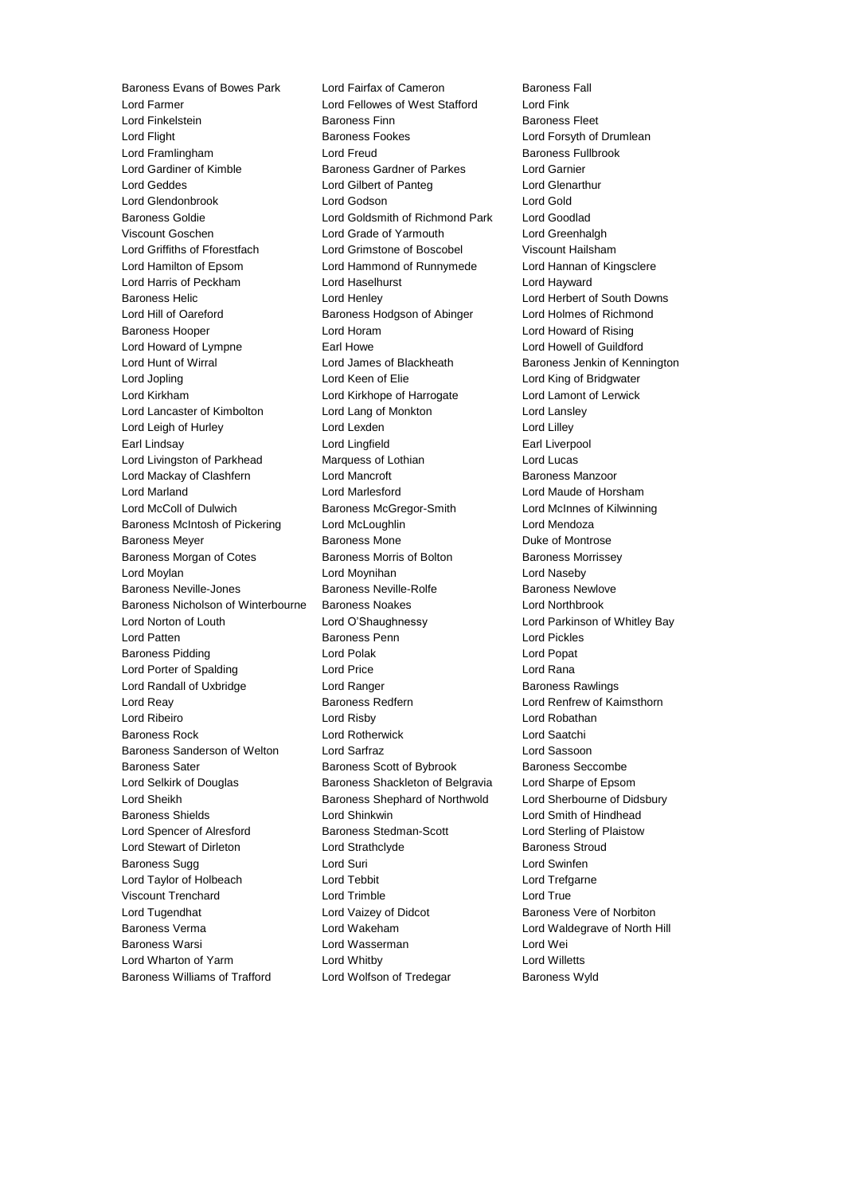Baroness Evans of Bowes Park
Lord Fairfax of Cameron
Baroness Fall
Lord Farmer
Lord Fellowes of West Stafford
Lord Fink
Lord Finkelstein
Baroness Finn
Baroness Fleet
Lord Flight
Baroness Fookes
Lord Forsyth of Drumlean
Lord Framlingham
Lord Freud
Baroness Fullbrook
Lord Gardiner of Kimble
Baroness Gardner of Parkes
Lord Garnier
Lord Geddes
Lord Gilbert of Panteg
Lord Glenarthur
Lord Glendonbrook
Lord Godson
Lord Gold
Baroness Goldie
Lord Goldsmith of Richmond Park
Lord Goodlad
Viscount Goschen
Lord Grade of Yarmouth
Lord Greenhalgh
Lord Griffiths of Fforestfach
Lord Grimstone of Boscobel
Viscount Hailsham
Lord Hamilton of Epsom
Lord Hammond of Runnymede
Lord Hannan of Kingsclere
Lord Harris of Peckham
Lord Haselhurst
Lord Hayward
Baroness Helic
Lord Henley
Lord Herbert of South Downs
Lord Hill of Oareford
Baroness Hodgson of Abinger
Lord Holmes of Richmond
Baroness Hooper
Lord Horam
Lord Howard of Rising
Lord Howard of Lympne
Earl Howe
Lord Howell of Guildford
Lord Hunt of Wirral
Lord James of Blackheath
Baroness Jenkin of Kennington
Lord Jopling
Lord Keen of Elie
Lord King of Bridgwater
Lord Kirkham
Lord Kirkhope of Harrogate
Lord Lamont of Lerwick
Lord Lancaster of Kimbolton
Lord Lang of Monkton
Lord Lansley
Lord Leigh of Hurley
Lord Lexden
Lord Lilley
Earl Lindsay
Lord Lingfield
Earl Liverpool
Lord Livingston of Parkhead
Marquess of Lothian
Lord Lucas
Lord Mackay of Clashfern
Lord Mancroft
Baroness Manzoor
Lord Marland
Lord Marlesford
Lord Maude of Horsham
Lord McColl of Dulwich
Baroness McGregor-Smith
Lord McInnes of Kilwinning
Baroness McIntosh of Pickering
Lord McLoughlin
Lord Mendoza
Baroness Meyer
Baroness Mone
Duke of Montrose
Baroness Morgan of Cotes
Baroness Morris of Bolton
Baroness Morrissey
Lord Moylan
Lord Moynihan
Lord Naseby
Baroness Neville-Jones
Baroness Neville-Rolfe
Baroness Newlove
Baroness Nicholson of Winterbourne
Baroness Noakes
Lord Northbrook
Lord Norton of Louth
Lord O'Shaughnessy
Lord Parkinson of Whitley Bay
Lord Patten
Baroness Penn
Lord Pickles
Baroness Pidding
Lord Polak
Lord Popat
Lord Porter of Spalding
Lord Price
Lord Rana
Lord Randall of Uxbridge
Lord Ranger
Baroness Rawlings
Lord Reay
Baroness Redfern
Lord Renfrew of Kaimsthorn
Lord Ribeiro
Lord Risby
Lord Robathan
Baroness Rock
Lord Rotherwick
Lord Saatchi
Baroness Sanderson of Welton
Lord Sarfraz
Lord Sassoon
Baroness Sater
Baroness Scott of Bybrook
Baroness Seccombe
Lord Selkirk of Douglas
Baroness Shackleton of Belgravia
Lord Sharpe of Epsom
Lord Sheikh
Baroness Shephard of Northwold
Lord Sherbourne of Didsbury
Baroness Shields
Lord Shinkwin
Lord Smith of Hindhead
Lord Spencer of Alresford
Baroness Stedman-Scott
Lord Sterling of Plaistow
Lord Stewart of Dirleton
Lord Strathclyde
Baroness Stroud
Baroness Sugg
Lord Suri
Lord Swinfen
Lord Taylor of Holbeach
Lord Tebbit
Lord Trefgarne
Viscount Trenchard
Lord Trimble
Lord True
Lord Tugendhat
Lord Vaizey of Didcot
Baroness Vere of Norbiton
Baroness Verma
Lord Wakeham
Lord Waldegrave of North Hill
Baroness Warsi
Lord Wasserman
Lord Wei
Lord Wharton of Yarm
Lord Whitby
Lord Willetts
Baroness Williams of Trafford
Lord Wolfson of Tredegar
Baroness Wyld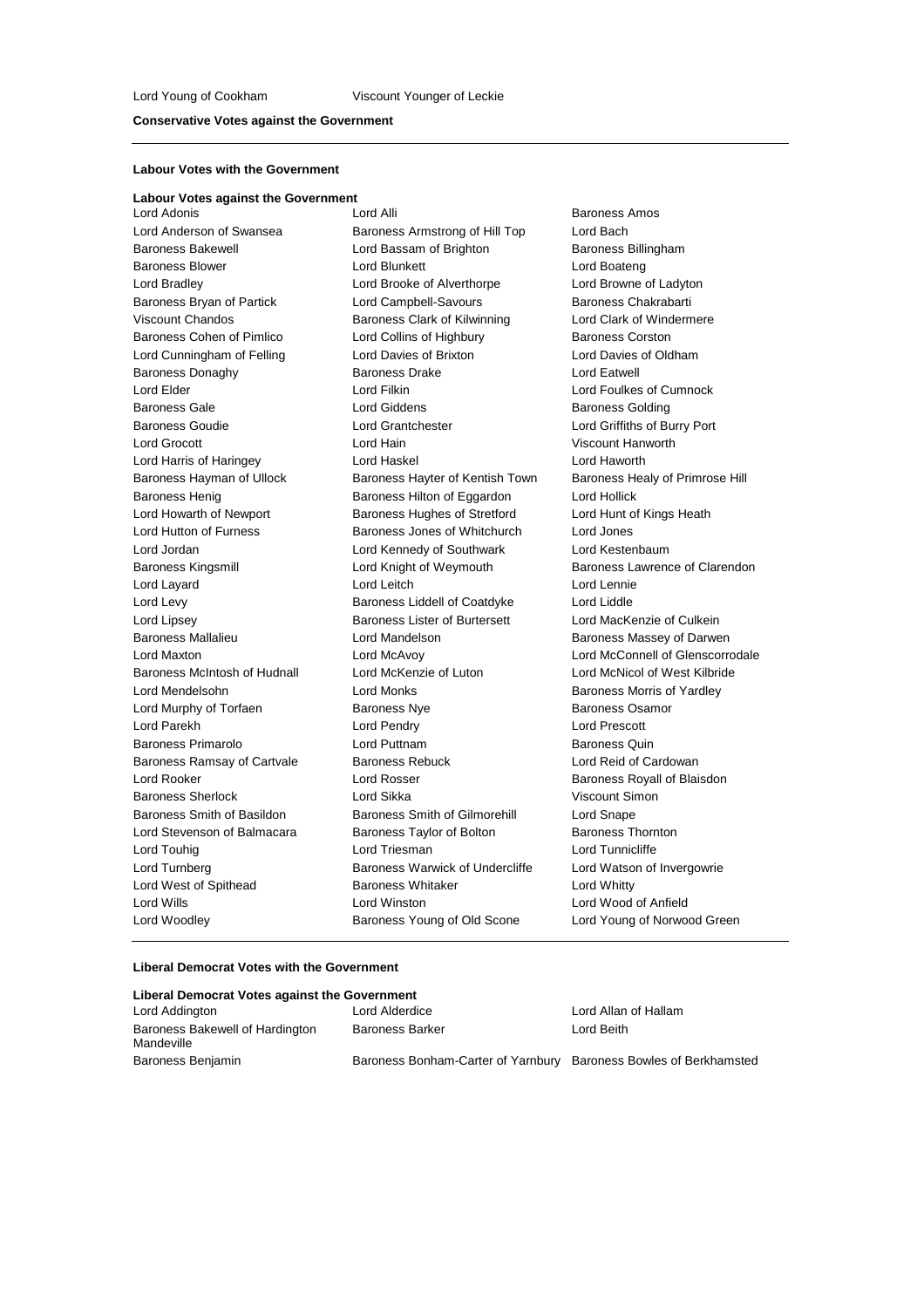Lord Young of Cookham | Viscount Younger of Leckie

**Conservative Votes against the Government**

---

**Labour Votes with the Government**

**Labour Votes against the Government**

| | | |
|---|---|---|
| Lord Adonis | Lord Alli | Baroness Amos |
| Lord Anderson of Swansea | Baroness Armstrong of Hill Top | Lord Bach |
| Baroness Bakewell | Lord Bassam of Brighton | Baroness Billingham |
| Baroness Blower | Lord Blunkett | Lord Boateng |
| Lord Bradley | Lord Brooke of Alverthorpe | Lord Browne of Ladyton |
| Baroness Bryan of Partick | Lord Campbell-Savours | Baroness Chakrabarti |
| Viscount Chandos | Baroness Clark of Kilwinning | Lord Clark of Windermere |
| Baroness Cohen of Pimlico | Lord Collins of Highbury | Baroness Corston |
| Lord Cunningham of Felling | Lord Davies of Brixton | Lord Davies of Oldham |
| Baroness Donaghy | Baroness Drake | Lord Eatwell |
| Lord Elder | Lord Filkin | Lord Foulkes of Cumnock |
| Baroness Gale | Lord Giddens | Baroness Golding |
| Baroness Goudie | Lord Grantchester | Lord Griffiths of Burry Port |
| Lord Grocott | Lord Hain | Viscount Hanworth |
| Lord Harris of Haringey | Lord Haskel | Lord Haworth |
| Baroness Hayman of Ullock | Baroness Hayter of Kentish Town | Baroness Healy of Primrose Hill |
| Baroness Henig | Baroness Hilton of Eggardon | Lord Hollick |
| Lord Howarth of Newport | Baroness Hughes of Stretford | Lord Hunt of Kings Heath |
| Lord Hutton of Furness | Baroness Jones of Whitchurch | Lord Jones |
| Lord Jordan | Lord Kennedy of Southwark | Lord Kestenbaum |
| Baroness Kingsmill | Lord Knight of Weymouth | Baroness Lawrence of Clarendon |
| Lord Layard | Lord Leitch | Lord Lennie |
| Lord Levy | Baroness Liddell of Coatdyke | Lord Liddle |
| Lord Lipsey | Baroness Lister of Burtersett | Lord MacKenzie of Culkein |
| Baroness Mallalieu | Lord Mandelson | Baroness Massey of Darwen |
| Lord Maxton | Lord McAvoy | Lord McConnell of Glenscorrodale |
| Baroness McIntosh of Hudnall | Lord McKenzie of Luton | Lord McNicol of West Kilbride |
| Lord Mendelsohn | Lord Monks | Baroness Morris of Yardley |
| Lord Murphy of Torfaen | Baroness Nye | Baroness Osamor |
| Lord Parekh | Lord Pendry | Lord Prescott |
| Baroness Primarolo | Lord Puttnam | Baroness Quin |
| Baroness Ramsay of Cartvale | Baroness Rebuck | Lord Reid of Cardowan |
| Lord Rooker | Lord Rosser | Baroness Royall of Blaisdon |
| Baroness Sherlock | Lord Sikka | Viscount Simon |
| Baroness Smith of Basildon | Baroness Smith of Gilmorehill | Lord Snape |
| Lord Stevenson of Balmacara | Baroness Taylor of Bolton | Baroness Thornton |
| Lord Touhig | Lord Triesman | Lord Tunnicliffe |
| Lord Turnberg | Baroness Warwick of Undercliffe | Lord Watson of Invergowrie |
| Lord West of Spithead | Baroness Whitaker | Lord Whitty |
| Lord Wills | Lord Winston | Lord Wood of Anfield |
| Lord Woodley | Baroness Young of Old Scone | Lord Young of Norwood Green |

---

**Liberal Democrat Votes with the Government**

**Liberal Democrat Votes against the Government**

| | | |
|---|---|---|
| Lord Addington | Lord Alderdice | Lord Allan of Hallam |
| Baroness Bakewell of Hardington Mandeville | Baroness Barker | Lord Beith |
| Baroness Benjamin | Baroness Bonham-Carter of Yarnbury | Baroness Bowles of Berkhamsted |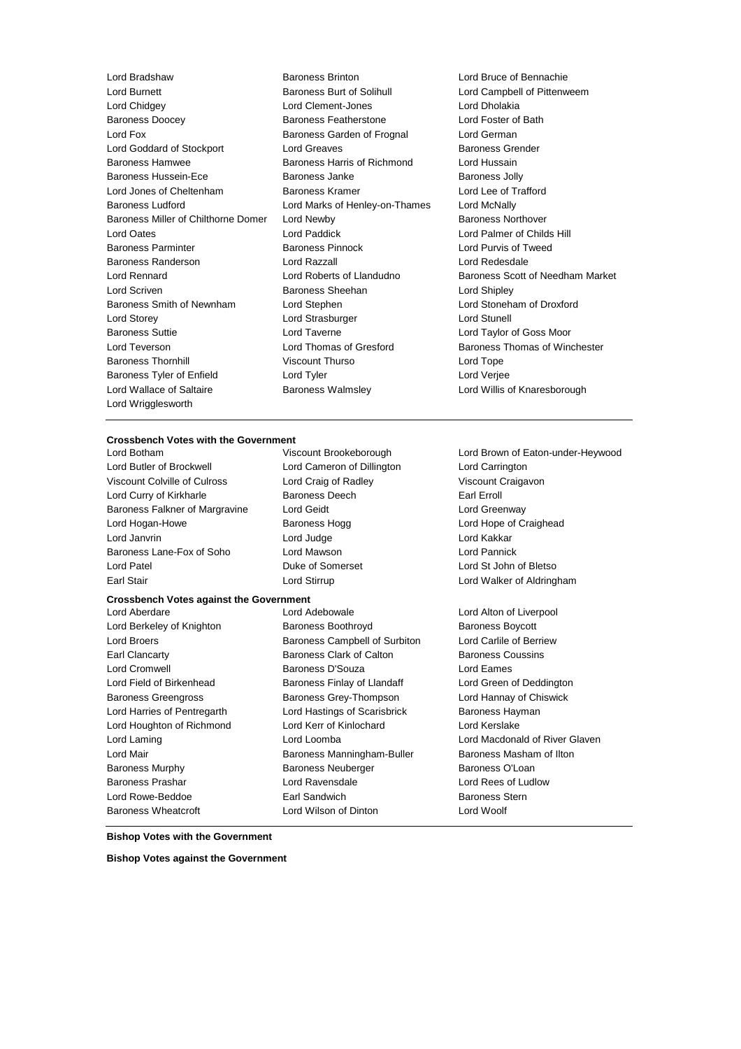Lord Bradshaw
Baroness Brinton
Lord Bruce of Bennachie
Lord Burnett
Baroness Burt of Solihull
Lord Campbell of Pittenweem
Lord Chidgey
Lord Clement-Jones
Lord Dholakia
Baroness Doocey
Baroness Featherstone
Lord Foster of Bath
Lord Fox
Baroness Garden of Frognal
Lord German
Lord Goddard of Stockport
Lord Greaves
Baroness Grender
Baroness Hamwee
Baroness Harris of Richmond
Lord Hussain
Baroness Hussein-Ece
Baroness Janke
Baroness Jolly
Lord Jones of Cheltenham
Baroness Kramer
Lord Lee of Trafford
Baroness Ludford
Lord Marks of Henley-on-Thames
Lord McNally
Baroness Miller of Chilthorne Domer
Lord Newby
Baroness Northover
Lord Oates
Lord Paddick
Lord Palmer of Childs Hill
Baroness Parminter
Baroness Pinnock
Lord Purvis of Tweed
Baroness Randerson
Lord Razzall
Lord Redesdale
Lord Rennard
Lord Roberts of Llandudno
Baroness Scott of Needham Market
Lord Scriven
Baroness Sheehan
Lord Shipley
Baroness Smith of Newnham
Lord Stephen
Lord Stoneham of Droxford
Lord Storey
Lord Strasburger
Lord Stunell
Baroness Suttie
Lord Taverne
Lord Taylor of Goss Moor
Lord Teverson
Lord Thomas of Gresford
Baroness Thomas of Winchester
Baroness Thornhill
Viscount Thurso
Lord Tope
Baroness Tyler of Enfield
Lord Tyler
Lord Verjee
Lord Wallace of Saltaire
Baroness Walmsley
Lord Willis of Knaresborough
Lord Wrigglesworth

**Crossbench Votes with the Government**

Lord Botham
Viscount Brookeborough
Lord Brown of Eaton-under-Heywood
Lord Butler of Brockwell
Lord Cameron of Dillington
Lord Carrington
Viscount Colville of Culross
Lord Craig of Radley
Viscount Craigavon
Lord Curry of Kirkharle
Baroness Deech
Earl Erroll
Baroness Falkner of Margravine
Lord Geidt
Lord Greenway
Lord Hogan-Howe
Baroness Hogg
Lord Hope of Craighead
Lord Janvrin
Lord Judge
Lord Kakkar
Baroness Lane-Fox of Soho
Lord Mawson
Lord Pannick
Lord Patel
Duke of Somerset
Lord St John of Bletso
Earl Stair
Lord Stirrup
Lord Walker of Aldringham

**Crossbench Votes against the Government**

Lord Aberdare
Lord Adebowale
Lord Alton of Liverpool
Lord Berkeley of Knighton
Baroness Boothroyd
Baroness Boycott
Lord Broers
Baroness Campbell of Surbiton
Lord Carlile of Berriew
Earl Clancarty
Baroness Clark of Calton
Baroness Coussins
Lord Cromwell
Baroness D'Souza
Lord Eames
Lord Field of Birkenhead
Baroness Finlay of Llandaff
Lord Green of Deddington
Baroness Greengross
Baroness Grey-Thompson
Lord Hannay of Chiswick
Lord Harries of Pentregarth
Lord Hastings of Scarisbrick
Baroness Hayman
Lord Houghton of Richmond
Lord Kerr of Kinlochard
Lord Kerslake
Lord Laming
Lord Loomba
Lord Macdonald of River Glaven
Lord Mair
Baroness Manningham-Buller
Baroness Masham of Ilton
Baroness Murphy
Baroness Neuberger
Baroness O'Loan
Baroness Prashar
Lord Ravensdale
Lord Rees of Ludlow
Lord Rowe-Beddoe
Earl Sandwich
Baroness Stern
Baroness Wheatcroft
Lord Wilson of Dinton
Lord Woolf

**Bishop Votes with the Government**

**Bishop Votes against the Government**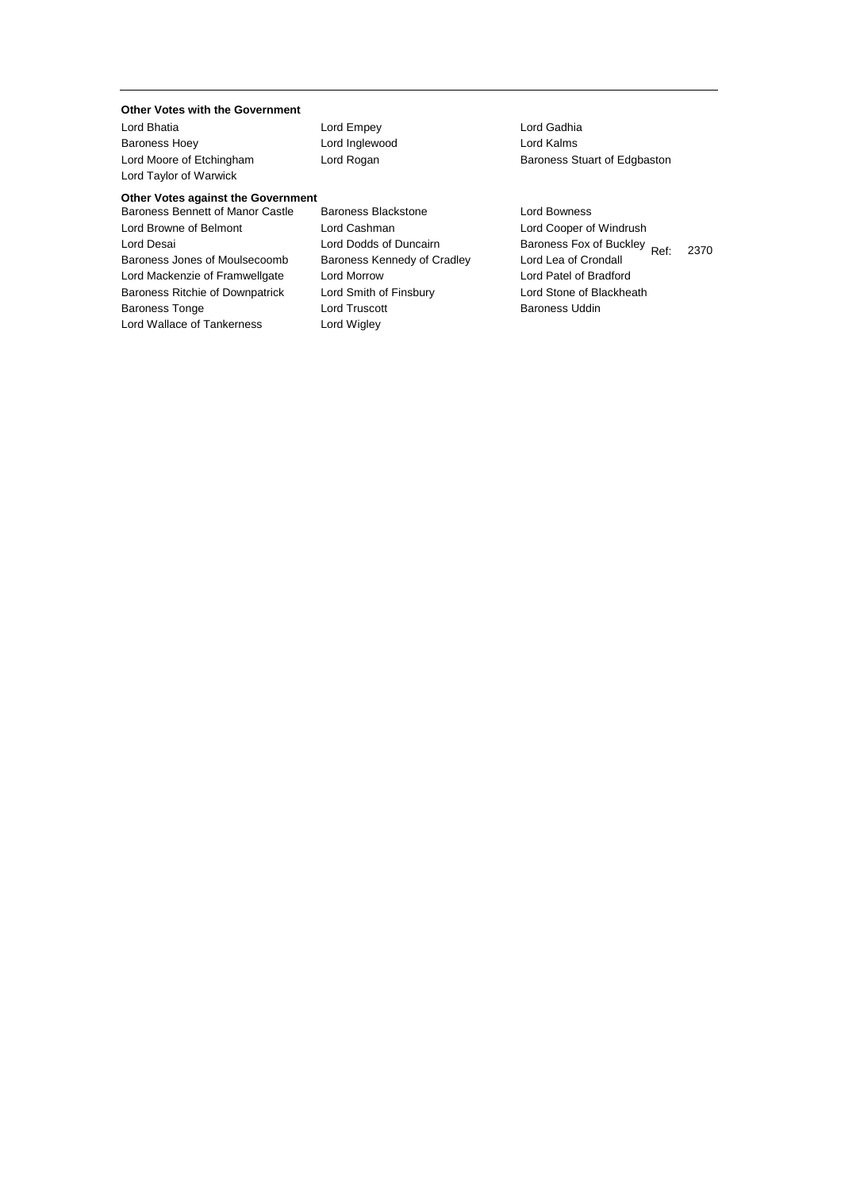**Other Votes with the Government**

Lord Bhatia
Lord Empey
Lord Gadhia
Baroness Hoey
Lord Inglewood
Lord Kalms
Lord Moore of Etchingham
Lord Rogan
Baroness Stuart of Edgbaston
Lord Taylor of Warwick

**Other Votes against the Government**

Baroness Bennett of Manor Castle
Baroness Blackstone
Lord Bowness
Lord Browne of Belmont
Lord Cashman
Lord Cooper of Windrush
Lord Desai
Lord Dodds of Duncairn
Baroness Fox of Buckley
Baroness Jones of Moulsecoomb
Baroness Kennedy of Cradley
Lord Lea of Crondall
Lord Mackenzie of Framwellgate
Lord Morrow
Lord Patel of Bradford
Baroness Ritchie of Downpatrick
Lord Smith of Finsbury
Lord Stone of Blackheath
Baroness Tonge
Lord Truscott
Baroness Uddin
Lord Wallace of Tankerness
Lord Wigley

Ref: 2370